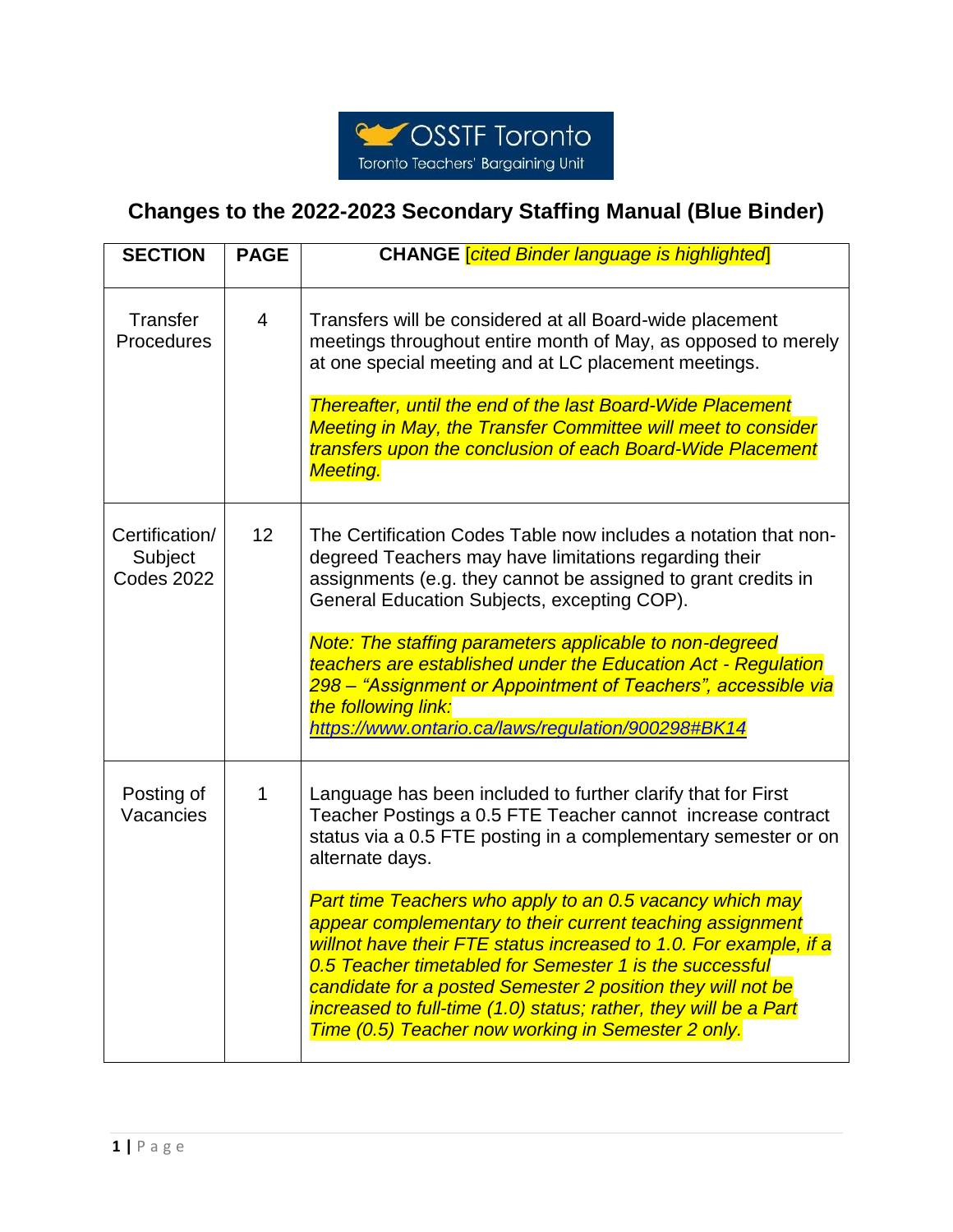OSSTF Toronto
Toronto Teachers' Bargaining Unit

# Changes to the 2022-2023 Secondary Staffing Manual (Blue Binder)

| SECTION | PAGE | CHANGE *[cited Binder language is highlighted]* |
|---|---|---|
| Transfer Procedures | 4 | Transfers will be considered at all Board-wide placement meetings throughout entire month of May, as opposed to merely at one special meeting and at LC placement meetings.<br><br>*Thereafter, until the end of the last Board-Wide Placement Meeting in May, the Transfer Committee will meet to consider transfers upon the conclusion of each Board-Wide Placement Meeting.* |
| Certification/ Subject Codes 2022 | 12 | The Certification Codes Table now includes a notation that non-degreed Teachers may have limitations regarding their assignments (e.g. they cannot be assigned to grant credits in General Education Subjects, excepting COP).<br><br>*Note: The staffing parameters applicable to non-degreed teachers are established under the Education Act - Regulation 298 – "Assignment or Appointment of Teachers", accessible via the following link: https://www.ontario.ca/laws/regulation/900298#BK14* |
| Posting of Vacancies | 1 | Language has been included to further clarify that for First Teacher Postings a 0.5 FTE Teacher cannot increase contract status via a 0.5 FTE posting in a complementary semester or on alternate days.<br><br>*Part time Teachers who apply to an 0.5 vacancy which may appear complementary to their current teaching assignment willnot have their FTE status increased to 1.0. For example, if a 0.5 Teacher timetabled for Semester 1 is the successful candidate for a posted Semester 2 position they will not be increased to full-time (1.0) status; rather, they will be a Part Time (0.5) Teacher now working in Semester 2 only.* |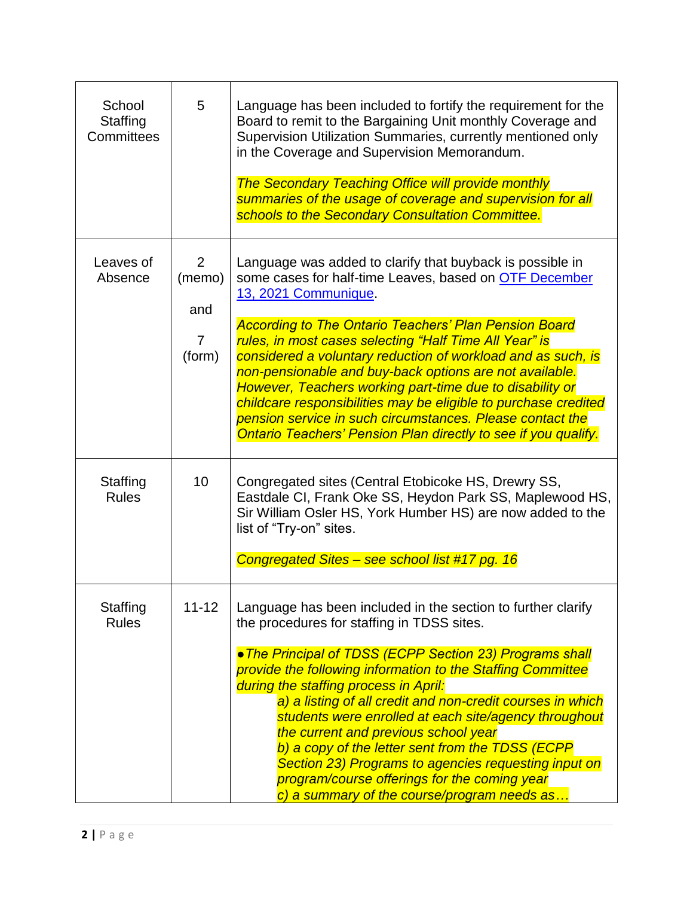| School Staffing Committees | 5 | Language has been included to fortify the requirement for the Board to remit to the Bargaining Unit monthly Coverage and Supervision Utilization Summaries, currently mentioned only in the Coverage and Supervision Memorandum.<br><br>*The Secondary Teaching Office will provide monthly summaries of the usage of coverage and supervision for all schools to the Secondary Consultation Committee.* |
|---|---|---|
| Leaves of Absence | 2 (memo)<br><br>and<br><br>7 (form) | Language was added to clarify that buyback is possible in some cases for half-time Leaves, based on [OTF December 13, 2021 Communique](#).<br><br>*According to The Ontario Teachers' Plan Pension Board rules, in most cases selecting "Half Time All Year" is considered a voluntary reduction of workload and as such, is non-pensionable and buy-back options are not available. However, Teachers working part-time due to disability or childcare responsibilities may be eligible to purchase credited pension service in such circumstances. Please contact the Ontario Teachers' Pension Plan directly to see if you qualify.* |
| Staffing Rules | 10 | Congregated sites (Central Etobicoke HS, Drewry SS, Eastdale CI, Frank Oke SS, Heydon Park SS, Maplewood HS, Sir William Osler HS, York Humber HS) are now added to the list of "Try-on" sites.<br><br>*Congregated Sites – see school list #17 pg. 16* |
| Staffing Rules | 11-12 | Language has been included in the section to further clarify the procedures for staffing in TDSS sites.<br><br>*●The Principal of TDSS (ECPP Section 23) Programs shall provide the following information to the Staffing Committee during the staffing process in April:*<br>*a) a listing of all credit and non-credit courses in which students were enrolled at each site/agency throughout the current and previous school year*<br>*b) a copy of the letter sent from the TDSS (ECPP Section 23) Programs to agencies requesting input on program/course offerings for the coming year*<br>*c) a summary of the course/program needs as…* |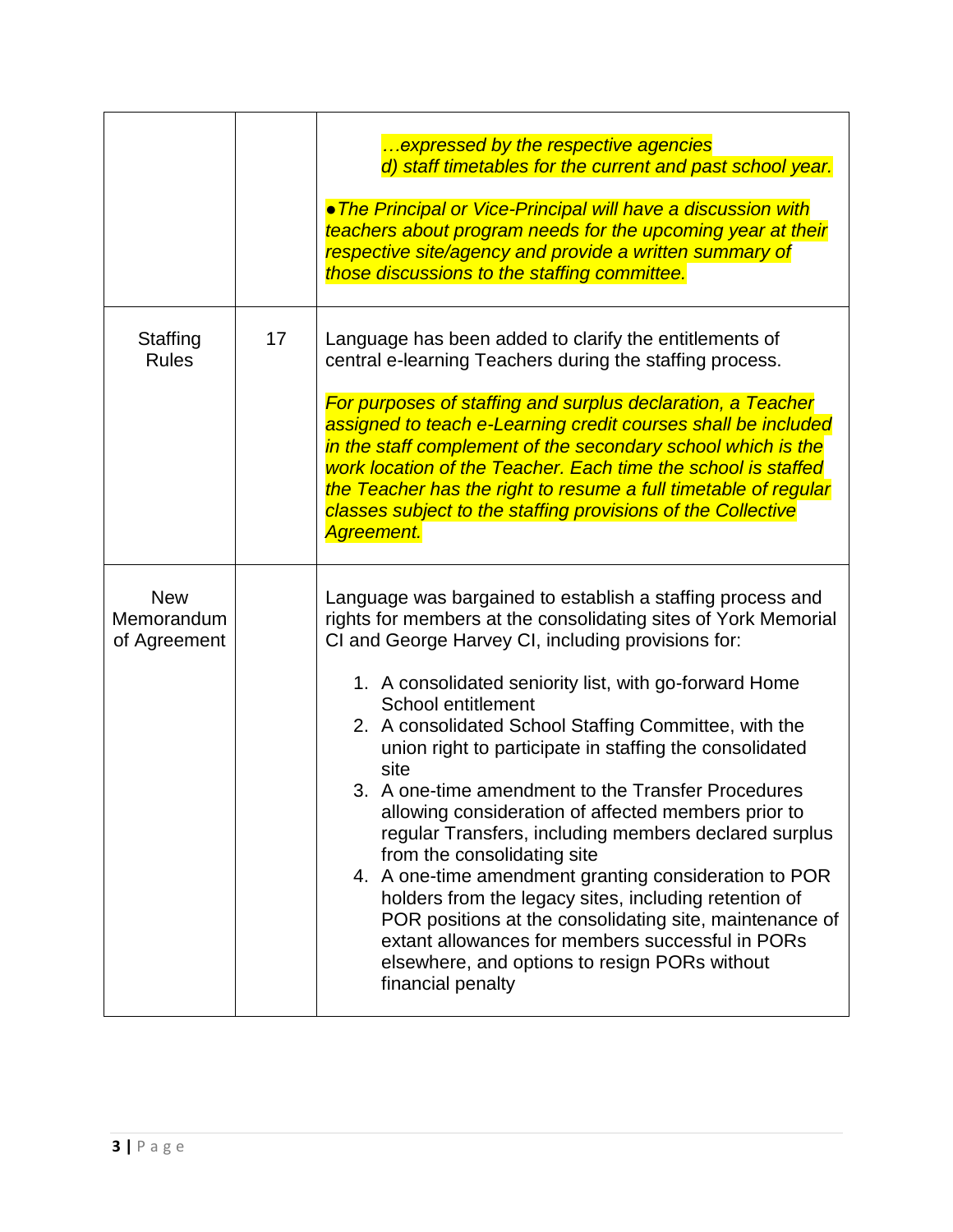| | | |
|---|---|---|
| | | *…expressed by the respective agencies*<br>*d) staff timetables for the current and past school year.*<br><br>*● The Principal or Vice-Principal will have a discussion with teachers about program needs for the upcoming year at their respective site/agency and provide a written summary of those discussions to the staffing committee.* |
| Staffing Rules | 17 | Language has been added to clarify the entitlements of central e-learning Teachers during the staffing process.<br><br>*For purposes of staffing and surplus declaration, a Teacher assigned to teach e-Learning credit courses shall be included in the staff complement of the secondary school which is the work location of the Teacher. Each time the school is staffed the Teacher has the right to resume a full timetable of regular classes subject to the staffing provisions of the Collective Agreement.* |
| New Memorandum of Agreement | | Language was bargained to establish a staffing process and rights for members at the consolidating sites of York Memorial CI and George Harvey CI, including provisions for:<br><br>1. A consolidated seniority list, with go-forward Home School entitlement<br>2. A consolidated School Staffing Committee, with the union right to participate in staffing the consolidated site<br>3. A one-time amendment to the Transfer Procedures allowing consideration of affected members prior to regular Transfers, including members declared surplus from the consolidating site<br>4. A one-time amendment granting consideration to POR holders from the legacy sites, including retention of POR positions at the consolidating site, maintenance of extant allowances for members successful in PORs elsewhere, and options to resign PORs without financial penalty |